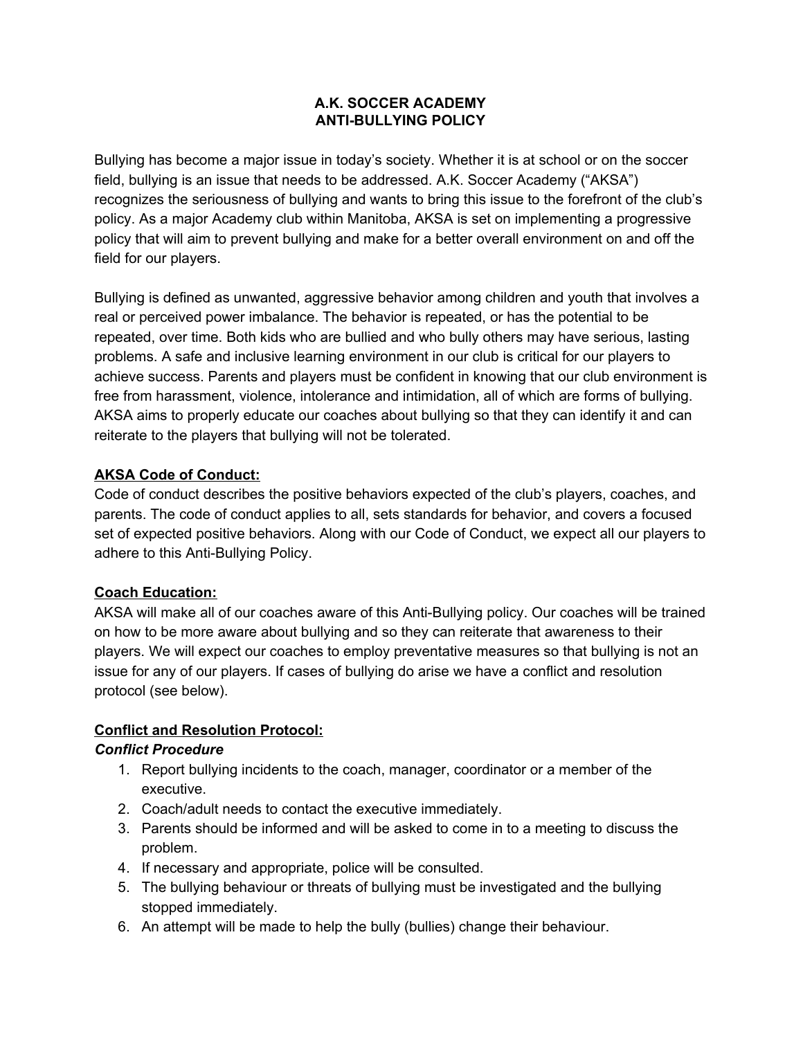# A.K. SOCCER ACADEMY
# ANTI-BULLYING POLICY

Bullying has become a major issue in today's society. Whether it is at school or on the soccer field, bullying is an issue that needs to be addressed. A.K. Soccer Academy ("AKSA") recognizes the seriousness of bullying and wants to bring this issue to the forefront of the club's policy. As a major Academy club within Manitoba, AKSA is set on implementing a progressive policy that will aim to prevent bullying and make for a better overall environment on and off the field for our players.

Bullying is defined as unwanted, aggressive behavior among children and youth that involves a real or perceived power imbalance. The behavior is repeated, or has the potential to be repeated, over time. Both kids who are bullied and who bully others may have serious, lasting problems. A safe and inclusive learning environment in our club is critical for our players to achieve success. Parents and players must be confident in knowing that our club environment is free from harassment, violence, intolerance and intimidation, all of which are forms of bullying. AKSA aims to properly educate our coaches about bullying so that they can identify it and can reiterate to the players that bullying will not be tolerated.

## AKSA Code of Conduct:

Code of conduct describes the positive behaviors expected of the club's players, coaches, and parents. The code of conduct applies to all, sets standards for behavior, and covers a focused set of expected positive behaviors. Along with our Code of Conduct, we expect all our players to adhere to this Anti-Bullying Policy.

## Coach Education:

AKSA will make all of our coaches aware of this Anti-Bullying policy. Our coaches will be trained on how to be more aware about bullying and so they can reiterate that awareness to their players. We will expect our coaches to employ preventative measures so that bullying is not an issue for any of our players. If cases of bullying do arise we have a conflict and resolution protocol (see below).

## Conflict and Resolution Protocol:

### *Conflict Procedure*

1. Report bullying incidents to the coach, manager, coordinator or a member of the executive.
2. Coach/adult needs to contact the executive immediately.
3. Parents should be informed and will be asked to come in to a meeting to discuss the problem.
4. If necessary and appropriate, police will be consulted.
5. The bullying behaviour or threats of bullying must be investigated and the bullying stopped immediately.
6. An attempt will be made to help the bully (bullies) change their behaviour.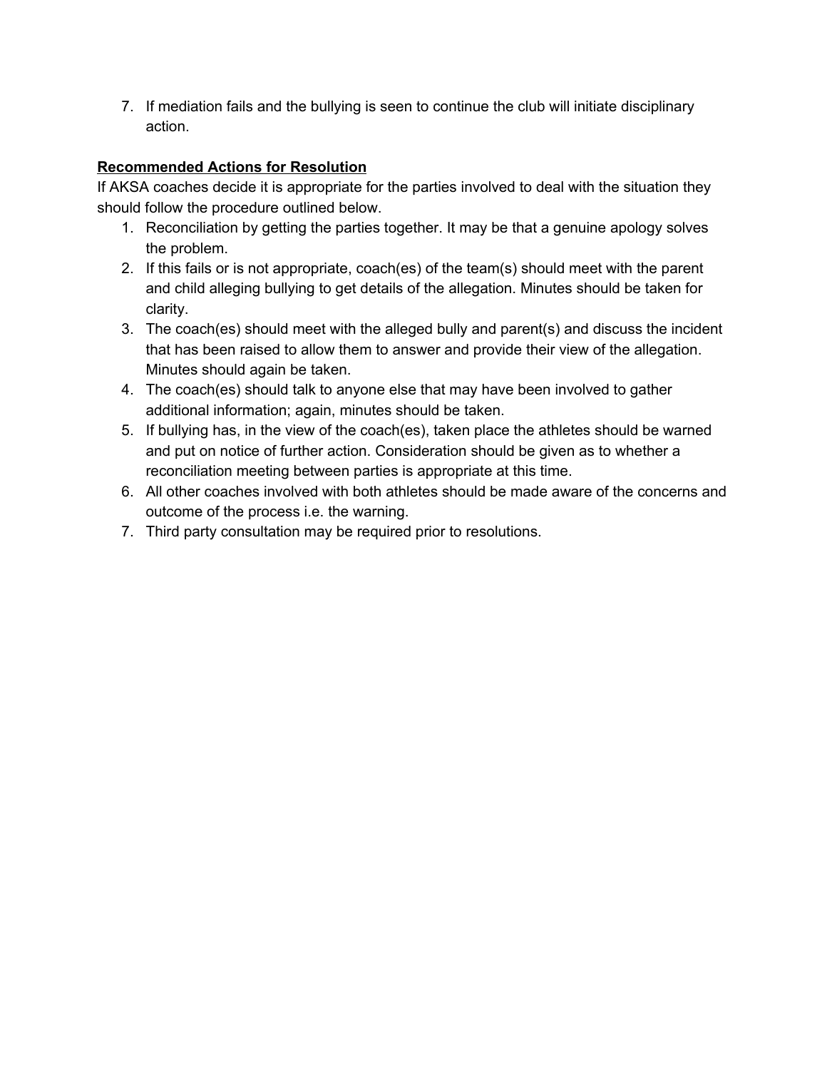7. If mediation fails and the bullying is seen to continue the club will initiate disciplinary action.

**Recommended Actions for Resolution**

If AKSA coaches decide it is appropriate for the parties involved to deal with the situation they should follow the procedure outlined below.

1. Reconciliation by getting the parties together. It may be that a genuine apology solves the problem.
2. If this fails or is not appropriate, coach(es) of the team(s) should meet with the parent and child alleging bullying to get details of the allegation. Minutes should be taken for clarity.
3. The coach(es) should meet with the alleged bully and parent(s) and discuss the incident that has been raised to allow them to answer and provide their view of the allegation. Minutes should again be taken.
4. The coach(es) should talk to anyone else that may have been involved to gather additional information; again, minutes should be taken.
5. If bullying has, in the view of the coach(es), taken place the athletes should be warned and put on notice of further action. Consideration should be given as to whether a reconciliation meeting between parties is appropriate at this time.
6. All other coaches involved with both athletes should be made aware of the concerns and outcome of the process i.e. the warning.
7. Third party consultation may be required prior to resolutions.